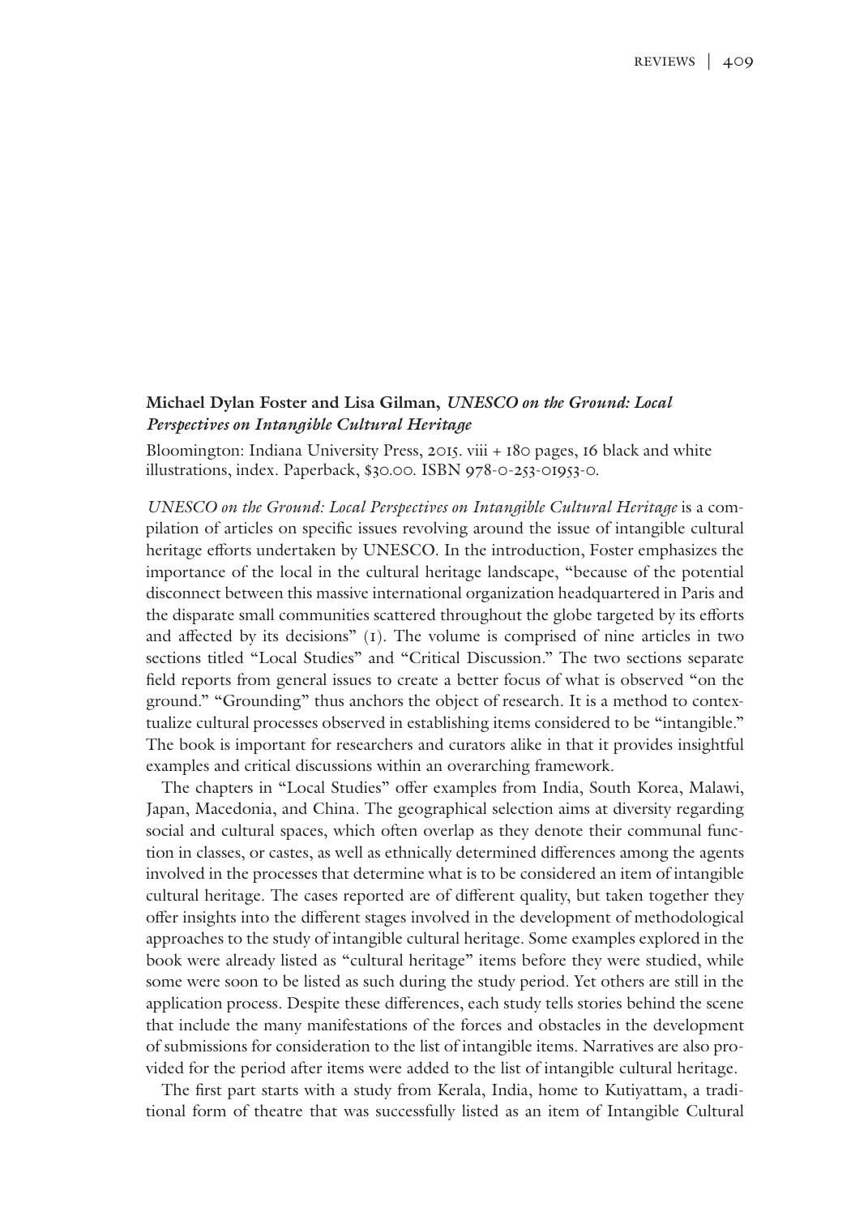**Michael Dylan Foster and Lisa Gilman, *UNESCO on the Ground: Local Perspectives on Intangible Cultural Heritage***

Bloomington: Indiana University Press, 2015. viii + 180 pages, 16 black and white illustrations, index. Paperback, $30.00. ISBN 978-0-253-01953-0.

*UNESCO on the Ground: Local Perspectives on Intangible Cultural Heritage* is a compilation of articles on specific issues revolving around the issue of intangible cultural heritage efforts undertaken by UNESCO. In the introduction, Foster emphasizes the importance of the local in the cultural heritage landscape, "because of the potential disconnect between this massive international organization headquartered in Paris and the disparate small communities scattered throughout the globe targeted by its efforts and affected by its decisions" (1). The volume is comprised of nine articles in two sections titled "Local Studies" and "Critical Discussion." The two sections separate field reports from general issues to create a better focus of what is observed "on the ground." "Grounding" thus anchors the object of research. It is a method to contextualize cultural processes observed in establishing items considered to be "intangible." The book is important for researchers and curators alike in that it provides insightful examples and critical discussions within an overarching framework.

The chapters in "Local Studies" offer examples from India, South Korea, Malawi, Japan, Macedonia, and China. The geographical selection aims at diversity regarding social and cultural spaces, which often overlap as they denote their communal function in classes, or castes, as well as ethnically determined differences among the agents involved in the processes that determine what is to be considered an item of intangible cultural heritage. The cases reported are of different quality, but taken together they offer insights into the different stages involved in the development of methodological approaches to the study of intangible cultural heritage. Some examples explored in the book were already listed as "cultural heritage" items before they were studied, while some were soon to be listed as such during the study period. Yet others are still in the application process. Despite these differences, each study tells stories behind the scene that include the many manifestations of the forces and obstacles in the development of submissions for consideration to the list of intangible items. Narratives are also provided for the period after items were added to the list of intangible cultural heritage.

The first part starts with a study from Kerala, India, home to Kutiyattam, a traditional form of theatre that was successfully listed as an item of Intangible Cultural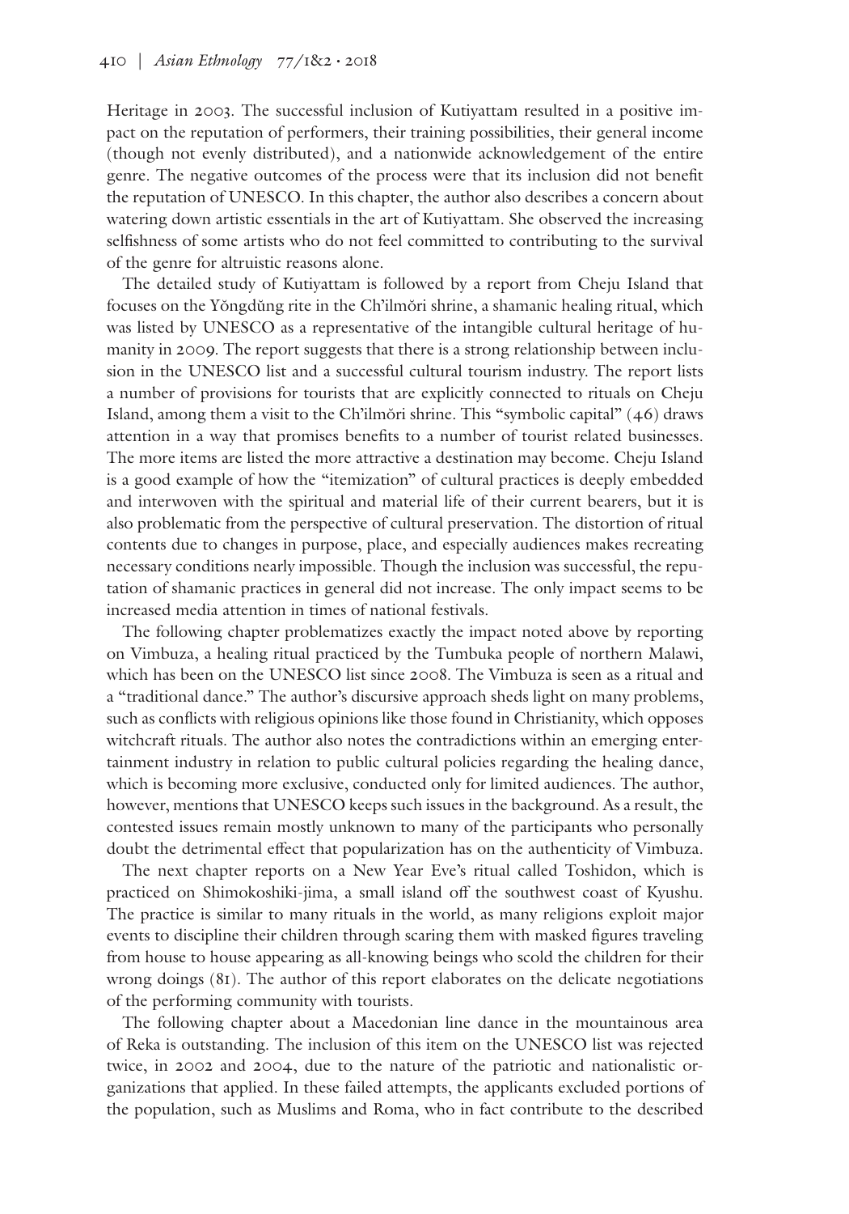Heritage in 2003. The successful inclusion of Kutiyattam resulted in a positive impact on the reputation of performers, their training possibilities, their general income (though not evenly distributed), and a nationwide acknowledgement of the entire genre. The negative outcomes of the process were that its inclusion did not benefit the reputation of UNESCO. In this chapter, the author also describes a concern about watering down artistic essentials in the art of Kutiyattam. She observed the increasing selfishness of some artists who do not feel committed to contributing to the survival of the genre for altruistic reasons alone.

The detailed study of Kutiyattam is followed by a report from Cheju Island that focuses on the Yŏngdŭng rite in the Ch'ilmŏri shrine, a shamanic healing ritual, which was listed by UNESCO as a representative of the intangible cultural heritage of humanity in 2009. The report suggests that there is a strong relationship between inclusion in the UNESCO list and a successful cultural tourism industry. The report lists a number of provisions for tourists that are explicitly connected to rituals on Cheju Island, among them a visit to the Ch'ilmŏri shrine. This "symbolic capital" (46) draws attention in a way that promises benefits to a number of tourist related businesses. The more items are listed the more attractive a destination may become. Cheju Island is a good example of how the "itemization" of cultural practices is deeply embedded and interwoven with the spiritual and material life of their current bearers, but it is also problematic from the perspective of cultural preservation. The distortion of ritual contents due to changes in purpose, place, and especially audiences makes recreating necessary conditions nearly impossible. Though the inclusion was successful, the reputation of shamanic practices in general did not increase. The only impact seems to be increased media attention in times of national festivals.

The following chapter problematizes exactly the impact noted above by reporting on Vimbuza, a healing ritual practiced by the Tumbuka people of northern Malawi, which has been on the UNESCO list since 2008. The Vimbuza is seen as a ritual and a "traditional dance." The author's discursive approach sheds light on many problems, such as conflicts with religious opinions like those found in Christianity, which opposes witchcraft rituals. The author also notes the contradictions within an emerging entertainment industry in relation to public cultural policies regarding the healing dance, which is becoming more exclusive, conducted only for limited audiences. The author, however, mentions that UNESCO keeps such issues in the background. As a result, the contested issues remain mostly unknown to many of the participants who personally doubt the detrimental effect that popularization has on the authenticity of Vimbuza.

The next chapter reports on a New Year Eve's ritual called Toshidon, which is practiced on Shimokoshiki-jima, a small island off the southwest coast of Kyushu. The practice is similar to many rituals in the world, as many religions exploit major events to discipline their children through scaring them with masked figures traveling from house to house appearing as all-knowing beings who scold the children for their wrong doings (81). The author of this report elaborates on the delicate negotiations of the performing community with tourists.

The following chapter about a Macedonian line dance in the mountainous area of Reka is outstanding. The inclusion of this item on the UNESCO list was rejected twice, in 2002 and 2004, due to the nature of the patriotic and nationalistic organizations that applied. In these failed attempts, the applicants excluded portions of the population, such as Muslims and Roma, who in fact contribute to the described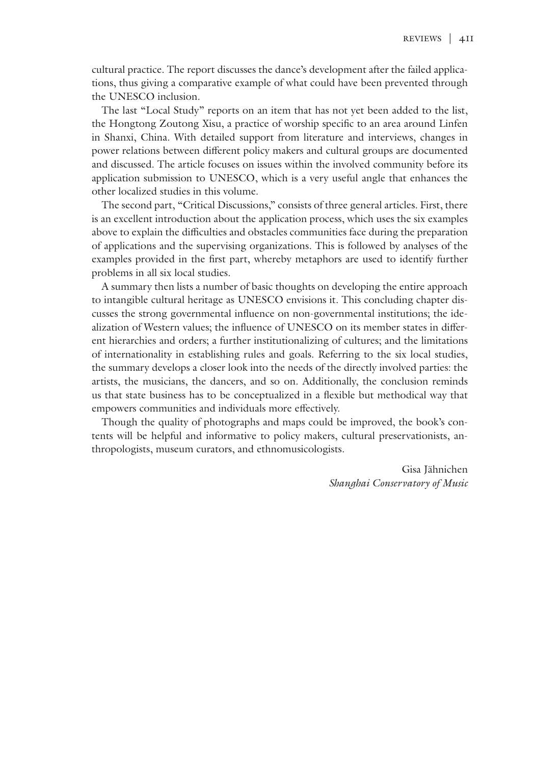cultural practice. The report discusses the dance's development after the failed applications, thus giving a comparative example of what could have been prevented through the UNESCO inclusion.

The last "Local Study" reports on an item that has not yet been added to the list, the Hongtong Zoutong Xisu, a practice of worship specific to an area around Linfen in Shanxi, China. With detailed support from literature and interviews, changes in power relations between different policy makers and cultural groups are documented and discussed. The article focuses on issues within the involved community before its application submission to UNESCO, which is a very useful angle that enhances the other localized studies in this volume.

The second part, "Critical Discussions," consists of three general articles. First, there is an excellent introduction about the application process, which uses the six examples above to explain the difficulties and obstacles communities face during the preparation of applications and the supervising organizations. This is followed by analyses of the examples provided in the first part, whereby metaphors are used to identify further problems in all six local studies.

A summary then lists a number of basic thoughts on developing the entire approach to intangible cultural heritage as UNESCO envisions it. This concluding chapter discusses the strong governmental influence on non-governmental institutions; the idealization of Western values; the influence of UNESCO on its member states in different hierarchies and orders; a further institutionalizing of cultures; and the limitations of internationality in establishing rules and goals. Referring to the six local studies, the summary develops a closer look into the needs of the directly involved parties: the artists, the musicians, the dancers, and so on. Additionally, the conclusion reminds us that state business has to be conceptualized in a flexible but methodical way that empowers communities and individuals more effectively.

Though the quality of photographs and maps could be improved, the book's contents will be helpful and informative to policy makers, cultural preservationists, anthropologists, museum curators, and ethnomusicologists.

Gisa Jähnichen
*Shanghai Conservatory of Music*